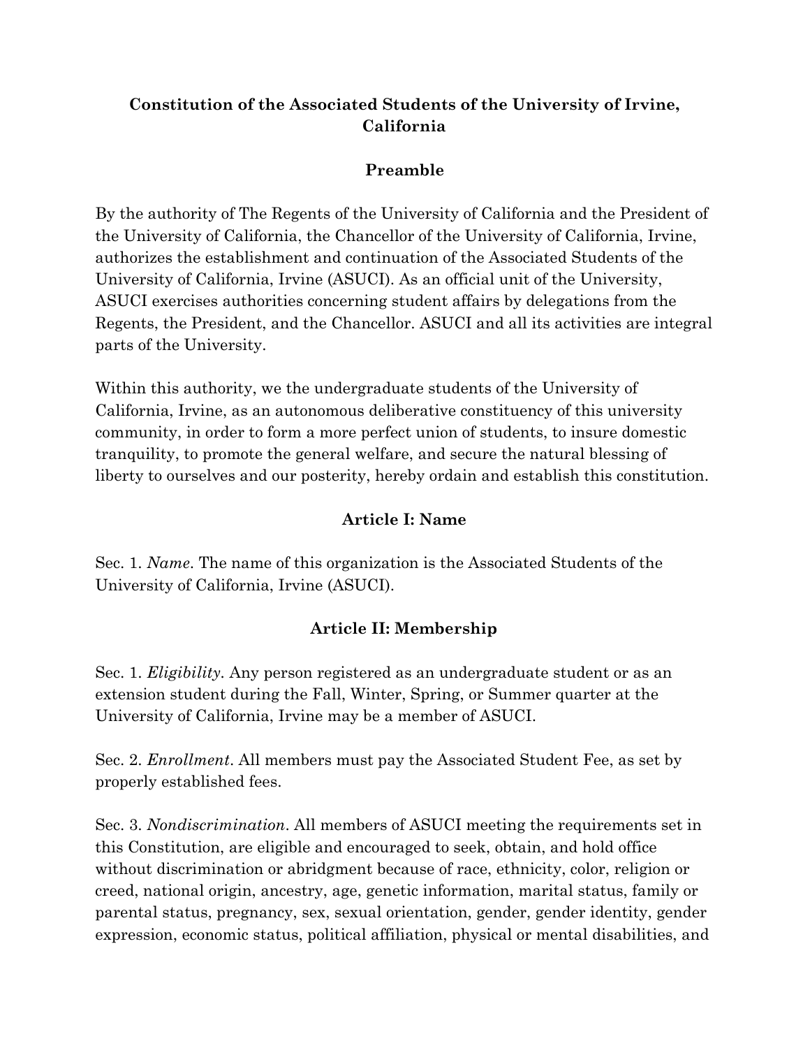# Constitution of the Associated Students of the University of Irvine, California

## Preamble

By the authority of The Regents of the University of California and the President of the University of California, the Chancellor of the University of California, Irvine, authorizes the establishment and continuation of the Associated Students of the University of California, Irvine (ASUCI). As an official unit of the University, ASUCI exercises authorities concerning student affairs by delegations from the Regents, the President, and the Chancellor. ASUCI and all its activities are integral parts of the University.

Within this authority, we the undergraduate students of the University of California, Irvine, as an autonomous deliberative constituency of this university community, in order to form a more perfect union of students, to insure domestic tranquility, to promote the general welfare, and secure the natural blessing of liberty to ourselves and our posterity, hereby ordain and establish this constitution.

## Article I: Name

Sec. 1. *Name*. The name of this organization is the Associated Students of the University of California, Irvine (ASUCI).

## Article II: Membership

Sec. 1. *Eligibility*. Any person registered as an undergraduate student or as an extension student during the Fall, Winter, Spring, or Summer quarter at the University of California, Irvine may be a member of ASUCI.

Sec. 2. *Enrollment*. All members must pay the Associated Student Fee, as set by properly established fees.

Sec. 3. *Nondiscrimination*. All members of ASUCI meeting the requirements set in this Constitution, are eligible and encouraged to seek, obtain, and hold office without discrimination or abridgment because of race, ethnicity, color, religion or creed, national origin, ancestry, age, genetic information, marital status, family or parental status, pregnancy, sex, sexual orientation, gender, gender identity, gender expression, economic status, political affiliation, physical or mental disabilities, and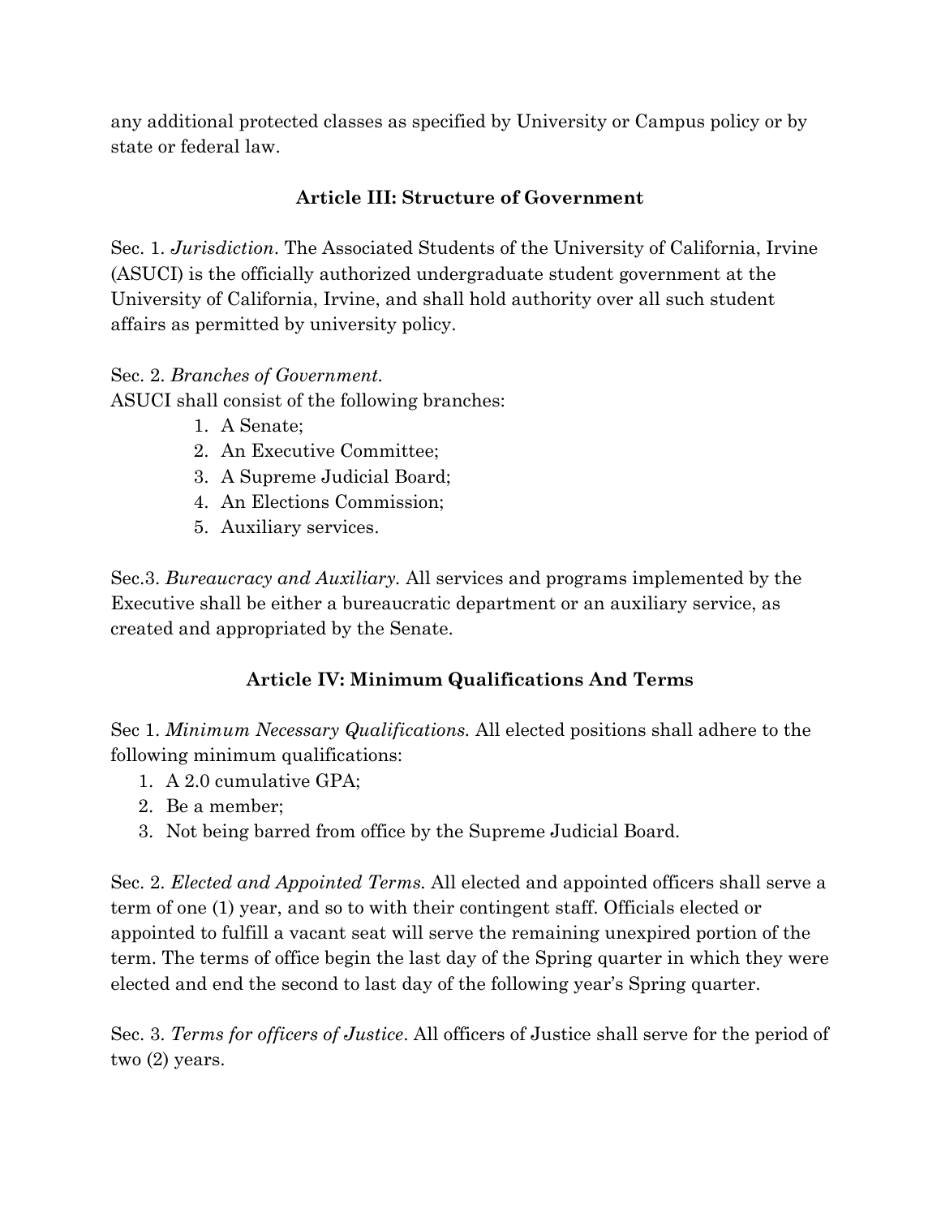any additional protected classes as specified by University or Campus policy or by state or federal law.

## Article III: Structure of Government

Sec. 1. *Jurisdiction*. The Associated Students of the University of California, Irvine (ASUCI) is the officially authorized undergraduate student government at the University of California, Irvine, and shall hold authority over all such student affairs as permitted by university policy.

Sec. 2. *Branches of Government.*
ASUCI shall consist of the following branches:

1. A Senate;
2. An Executive Committee;
3. A Supreme Judicial Board;
4. An Elections Commission;
5. Auxiliary services.

Sec.3. *Bureaucracy and Auxiliary.* All services and programs implemented by the Executive shall be either a bureaucratic department or an auxiliary service, as created and appropriated by the Senate.

## Article IV: Minimum Qualifications And Terms

Sec 1. *Minimum Necessary Qualifications.* All elected positions shall adhere to the following minimum qualifications:

1. A 2.0 cumulative GPA;
2. Be a member;
3. Not being barred from office by the Supreme Judicial Board.

Sec. 2. *Elected and Appointed Terms.* All elected and appointed officers shall serve a term of one (1) year, and so to with their contingent staff. Officials elected or appointed to fulfill a vacant seat will serve the remaining unexpired portion of the term. The terms of office begin the last day of the Spring quarter in which they were elected and end the second to last day of the following year's Spring quarter.

Sec. 3. *Terms for officers of Justice*. All officers of Justice shall serve for the period of two (2) years.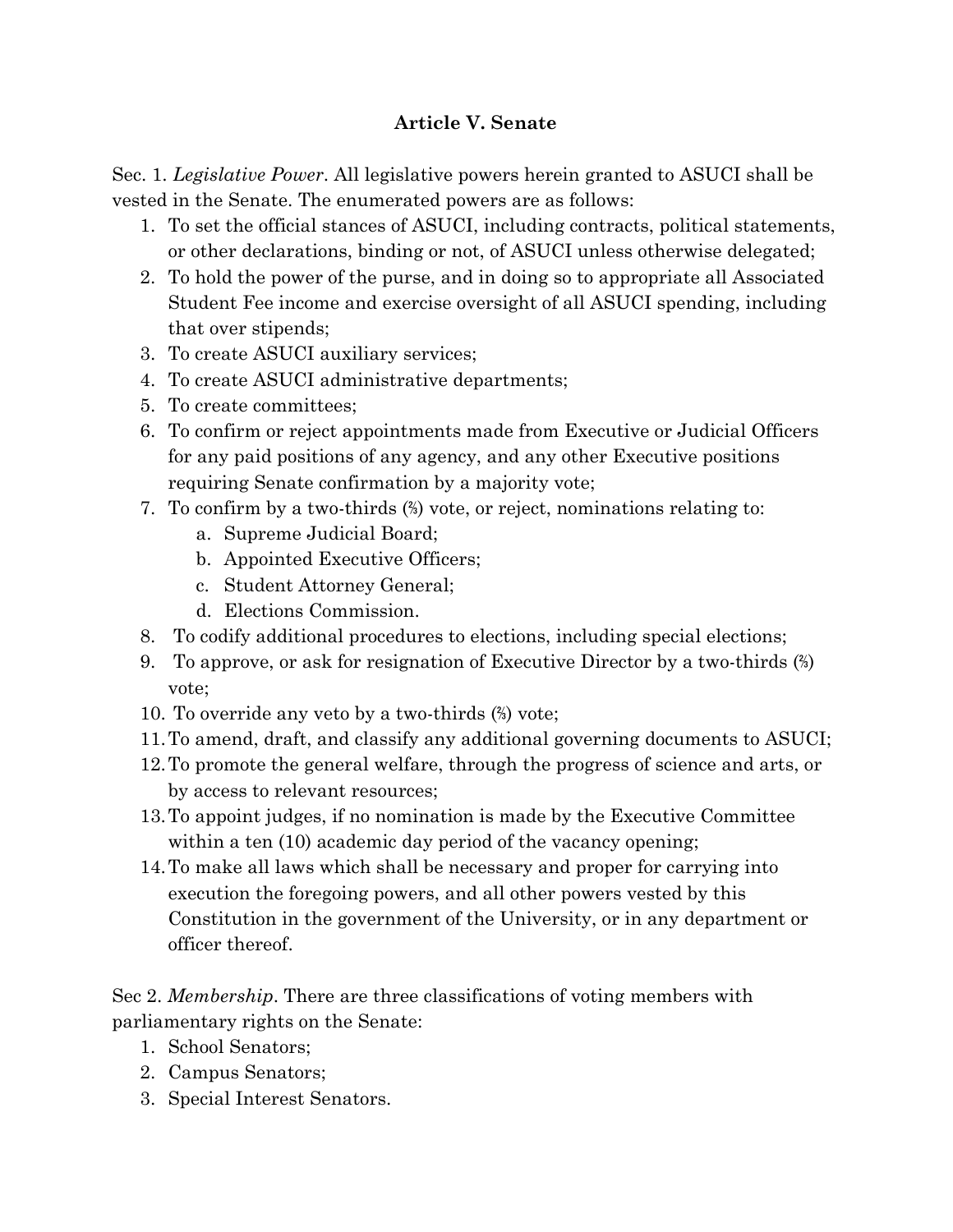## Article V. Senate

Sec. 1. *Legislative Power*. All legislative powers herein granted to ASUCI shall be vested in the Senate. The enumerated powers are as follows:

1. To set the official stances of ASUCI, including contracts, political statements, or other declarations, binding or not, of ASUCI unless otherwise delegated;
2. To hold the power of the purse, and in doing so to appropriate all Associated Student Fee income and exercise oversight of all ASUCI spending, including that over stipends;
3. To create ASUCI auxiliary services;
4. To create ASUCI administrative departments;
5. To create committees;
6. To confirm or reject appointments made from Executive or Judicial Officers for any paid positions of any agency, and any other Executive positions requiring Senate confirmation by a majority vote;
7. To confirm by a two-thirds (⅔) vote, or reject, nominations relating to:
   a. Supreme Judicial Board;
   b. Appointed Executive Officers;
   c. Student Attorney General;
   d. Elections Commission.
8. To codify additional procedures to elections, including special elections;
9. To approve, or ask for resignation of Executive Director by a two-thirds (⅔) vote;
10. To override any veto by a two-thirds (⅔) vote;
11. To amend, draft, and classify any additional governing documents to ASUCI;
12. To promote the general welfare, through the progress of science and arts, or by access to relevant resources;
13. To appoint judges, if no nomination is made by the Executive Committee within a ten (10) academic day period of the vacancy opening;
14. To make all laws which shall be necessary and proper for carrying into execution the foregoing powers, and all other powers vested by this Constitution in the government of the University, or in any department or officer thereof.

Sec 2. *Membership*. There are three classifications of voting members with parliamentary rights on the Senate:

1. School Senators;
2. Campus Senators;
3. Special Interest Senators.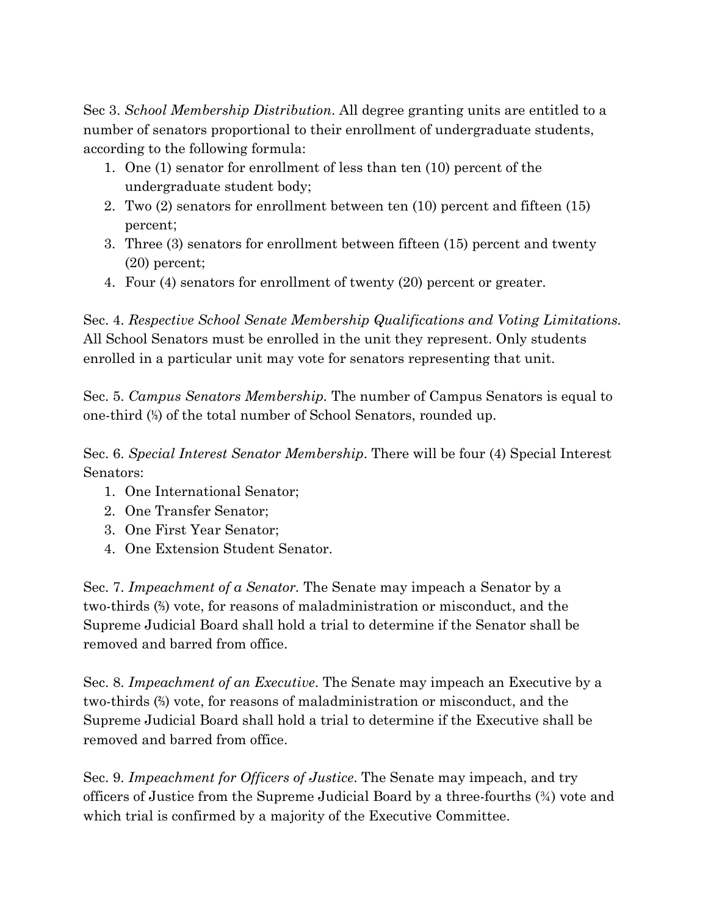Sec 3. *School Membership Distribution*. All degree granting units are entitled to a number of senators proportional to their enrollment of undergraduate students, according to the following formula:

1. One (1) senator for enrollment of less than ten (10) percent of the undergraduate student body;
2. Two (2) senators for enrollment between ten (10) percent and fifteen (15) percent;
3. Three (3) senators for enrollment between fifteen (15) percent and twenty (20) percent;
4. Four (4) senators for enrollment of twenty (20) percent or greater.

Sec. 4. *Respective School Senate Membership Qualifications and Voting Limitations.* All School Senators must be enrolled in the unit they represent. Only students enrolled in a particular unit may vote for senators representing that unit.

Sec. 5. *Campus Senators Membership.* The number of Campus Senators is equal to one-third (⅓) of the total number of School Senators, rounded up.

Sec. 6. *Special Interest Senator Membership*. There will be four (4) Special Interest Senators:

1. One International Senator;
2. One Transfer Senator;
3. One First Year Senator;
4. One Extension Student Senator.

Sec. 7. *Impeachment of a Senator.* The Senate may impeach a Senator by a two-thirds (⅔) vote, for reasons of maladministration or misconduct, and the Supreme Judicial Board shall hold a trial to determine if the Senator shall be removed and barred from office.

Sec. 8. *Impeachment of an Executive*. The Senate may impeach an Executive by a two-thirds (⅔) vote, for reasons of maladministration or misconduct, and the Supreme Judicial Board shall hold a trial to determine if the Executive shall be removed and barred from office.

Sec. 9. *Impeachment for Officers of Justice*. The Senate may impeach, and try officers of Justice from the Supreme Judicial Board by a three-fourths (¾) vote and which trial is confirmed by a majority of the Executive Committee.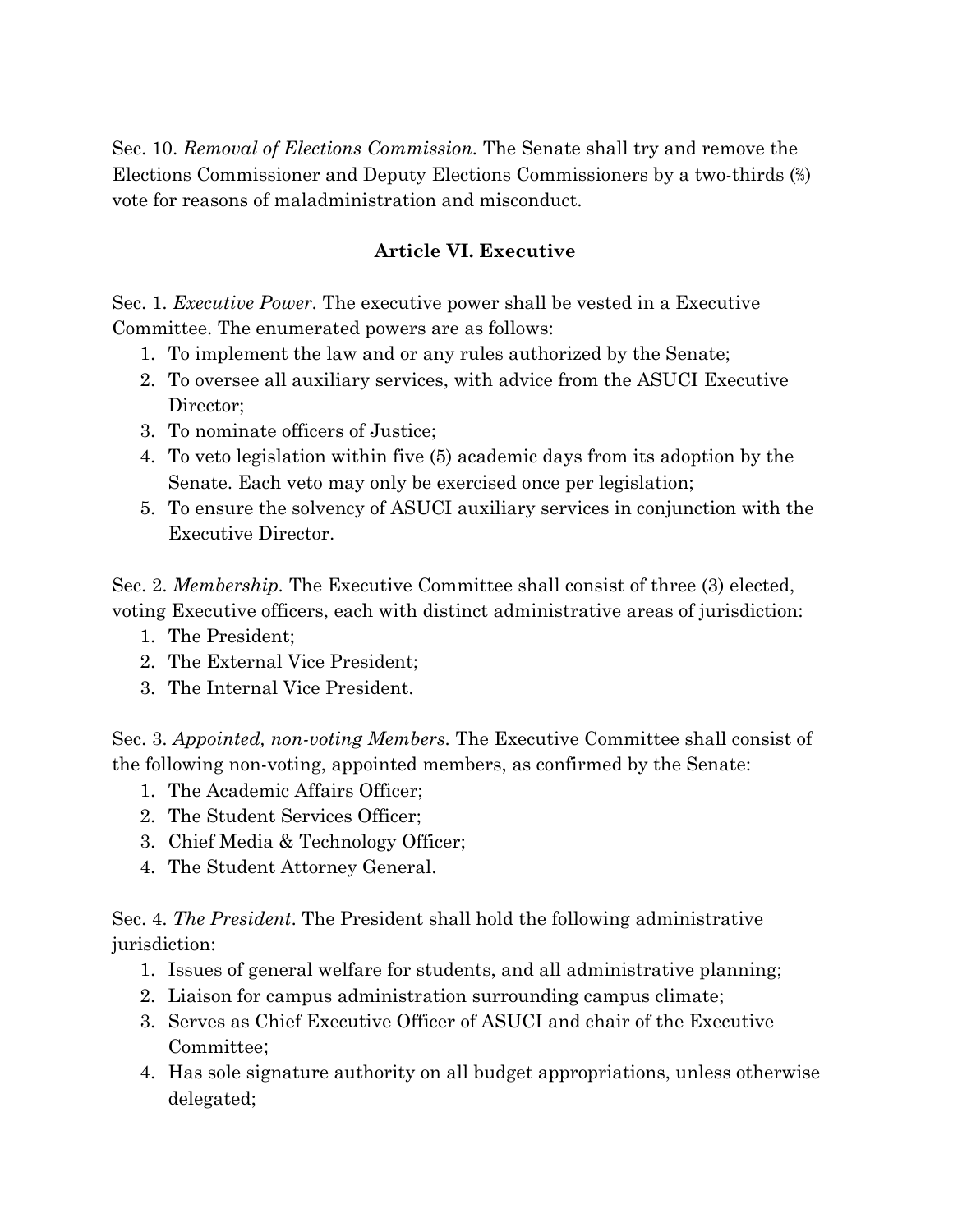Sec. 10. *Removal of Elections Commission.* The Senate shall try and remove the Elections Commissioner and Deputy Elections Commissioners by a two-thirds (⅔) vote for reasons of maladministration and misconduct.

## Article VI. Executive

Sec. 1. *Executive Power.* The executive power shall be vested in a Executive Committee. The enumerated powers are as follows:

1. To implement the law and or any rules authorized by the Senate;
2. To oversee all auxiliary services, with advice from the ASUCI Executive Director;
3. To nominate officers of Justice;
4. To veto legislation within five (5) academic days from its adoption by the Senate. Each veto may only be exercised once per legislation;
5. To ensure the solvency of ASUCI auxiliary services in conjunction with the Executive Director.

Sec. 2. *Membership.* The Executive Committee shall consist of three (3) elected, voting Executive officers, each with distinct administrative areas of jurisdiction:

1. The President;
2. The External Vice President;
3. The Internal Vice President.

Sec. 3. *Appointed, non-voting Members.* The Executive Committee shall consist of the following non-voting, appointed members, as confirmed by the Senate:

1. The Academic Affairs Officer;
2. The Student Services Officer;
3. Chief Media & Technology Officer;
4. The Student Attorney General.

Sec. 4. *The President.* The President shall hold the following administrative jurisdiction:

1. Issues of general welfare for students, and all administrative planning;
2. Liaison for campus administration surrounding campus climate;
3. Serves as Chief Executive Officer of ASUCI and chair of the Executive Committee;
4. Has sole signature authority on all budget appropriations, unless otherwise delegated;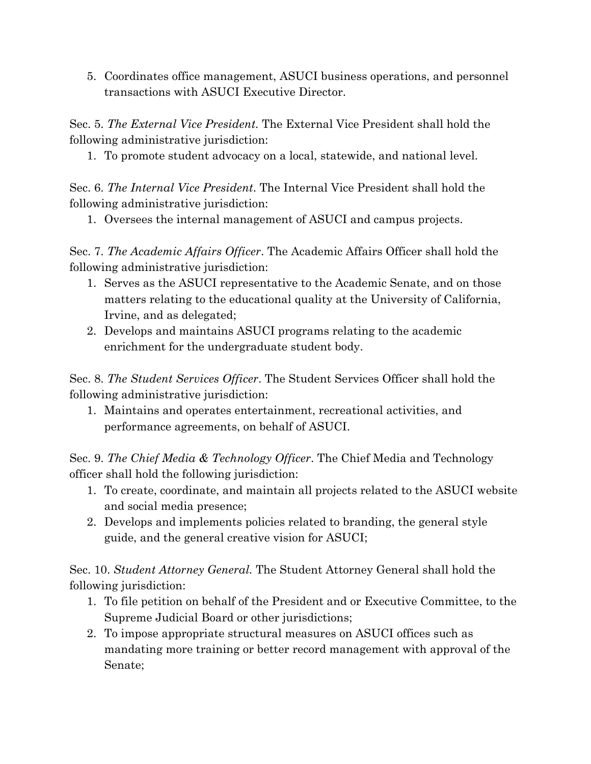5. Coordinates office management, ASUCI business operations, and personnel transactions with ASUCI Executive Director.

Sec. 5. *The External Vice President*. The External Vice President shall hold the following administrative jurisdiction:

1. To promote student advocacy on a local, statewide, and national level.

Sec. 6. *The Internal Vice President*. The Internal Vice President shall hold the following administrative jurisdiction:

1. Oversees the internal management of ASUCI and campus projects.

Sec. 7. *The Academic Affairs Officer*. The Academic Affairs Officer shall hold the following administrative jurisdiction:

1. Serves as the ASUCI representative to the Academic Senate, and on those matters relating to the educational quality at the University of California, Irvine, and as delegated;
2. Develops and maintains ASUCI programs relating to the academic enrichment for the undergraduate student body.

Sec. 8. *The Student Services Officer*. The Student Services Officer shall hold the following administrative jurisdiction:

1. Maintains and operates entertainment, recreational activities, and performance agreements, on behalf of ASUCI.

Sec. 9. *The Chief Media & Technology Officer*. The Chief Media and Technology officer shall hold the following jurisdiction:

1. To create, coordinate, and maintain all projects related to the ASUCI website and social media presence;
2. Develops and implements policies related to branding, the general style guide, and the general creative vision for ASUCI;

Sec. 10. *Student Attorney General.* The Student Attorney General shall hold the following jurisdiction:

1. To file petition on behalf of the President and or Executive Committee, to the Supreme Judicial Board or other jurisdictions;
2. To impose appropriate structural measures on ASUCI offices such as mandating more training or better record management with approval of the Senate;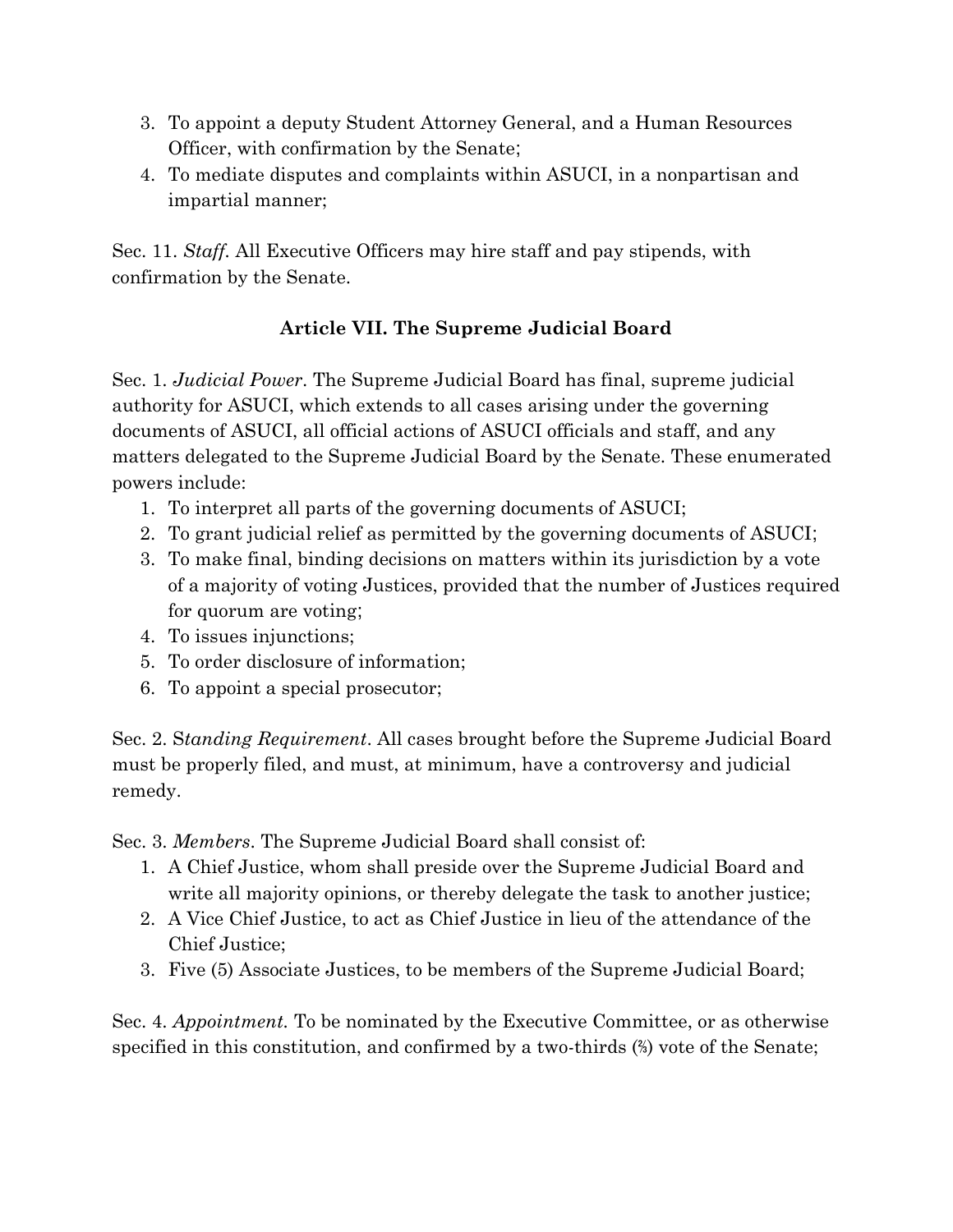3. To appoint a deputy Student Attorney General, and a Human Resources Officer, with confirmation by the Senate;
4. To mediate disputes and complaints within ASUCI, in a nonpartisan and impartial manner;

Sec. 11. *Staff*. All Executive Officers may hire staff and pay stipends, with confirmation by the Senate.

## Article VII. The Supreme Judicial Board

Sec. 1. *Judicial Power*. The Supreme Judicial Board has final, supreme judicial authority for ASUCI, which extends to all cases arising under the governing documents of ASUCI, all official actions of ASUCI officials and staff, and any matters delegated to the Supreme Judicial Board by the Senate. These enumerated powers include:

1. To interpret all parts of the governing documents of ASUCI;
2. To grant judicial relief as permitted by the governing documents of ASUCI;
3. To make final, binding decisions on matters within its jurisdiction by a vote of a majority of voting Justices, provided that the number of Justices required for quorum are voting;
4. To issues injunctions;
5. To order disclosure of information;
6. To appoint a special prosecutor;

Sec. 2. S*tanding Requirement*. All cases brought before the Supreme Judicial Board must be properly filed, and must, at minimum, have a controversy and judicial remedy.

Sec. 3. *Members*. The Supreme Judicial Board shall consist of:

1. A Chief Justice, whom shall preside over the Supreme Judicial Board and write all majority opinions, or thereby delegate the task to another justice;
2. A Vice Chief Justice, to act as Chief Justice in lieu of the attendance of the Chief Justice;
3. Five (5) Associate Justices, to be members of the Supreme Judicial Board;

Sec. 4. *Appointment*. To be nominated by the Executive Committee, or as otherwise specified in this constitution, and confirmed by a two-thirds (⅔) vote of the Senate;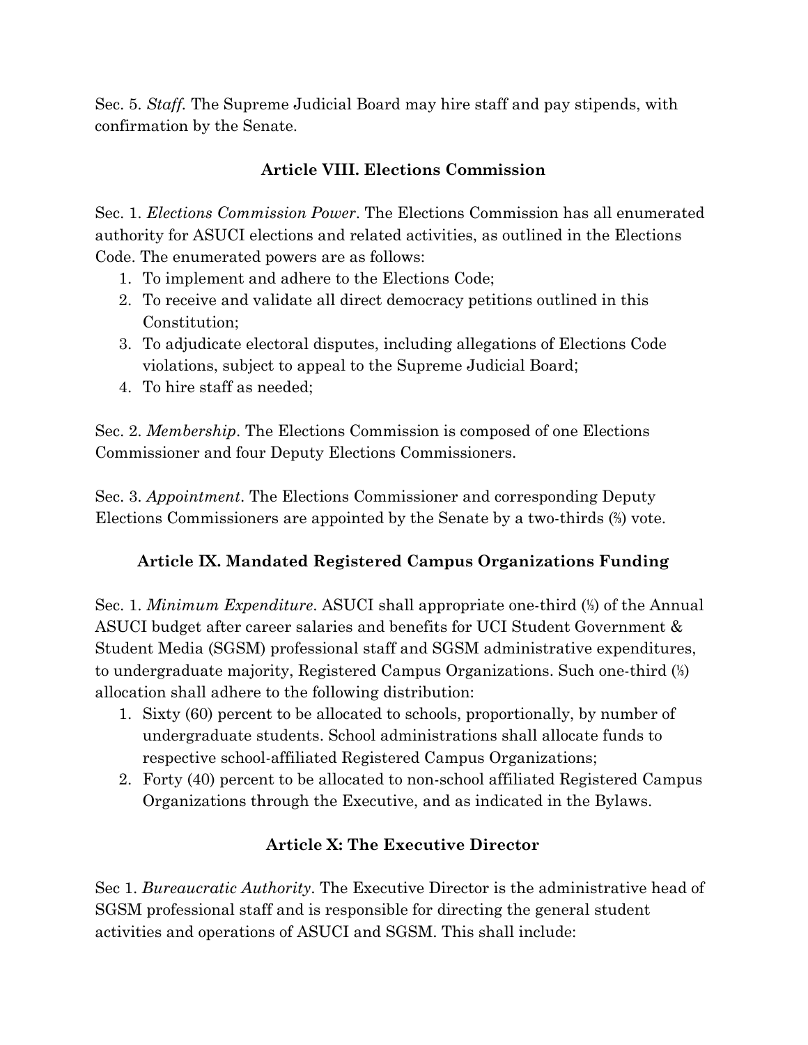Sec. 5. *Staff.* The Supreme Judicial Board may hire staff and pay stipends, with confirmation by the Senate.

## Article VIII. Elections Commission

Sec. 1. *Elections Commission Power*. The Elections Commission has all enumerated authority for ASUCI elections and related activities, as outlined in the Elections Code. The enumerated powers are as follows:

1. To implement and adhere to the Elections Code;
2. To receive and validate all direct democracy petitions outlined in this Constitution;
3. To adjudicate electoral disputes, including allegations of Elections Code violations, subject to appeal to the Supreme Judicial Board;
4. To hire staff as needed;

Sec. 2. *Membership*. The Elections Commission is composed of one Elections Commissioner and four Deputy Elections Commissioners.

Sec. 3. *Appointment*. The Elections Commissioner and corresponding Deputy Elections Commissioners are appointed by the Senate by a two-thirds (⅔) vote.

## Article IX. Mandated Registered Campus Organizations Funding

Sec. 1. *Minimum Expenditure*. ASUCI shall appropriate one-third (⅓) of the Annual ASUCI budget after career salaries and benefits for UCI Student Government & Student Media (SGSM) professional staff and SGSM administrative expenditures, to undergraduate majority, Registered Campus Organizations. Such one-third (⅓) allocation shall adhere to the following distribution:

1. Sixty (60) percent to be allocated to schools, proportionally, by number of undergraduate students. School administrations shall allocate funds to respective school-affiliated Registered Campus Organizations;
2. Forty (40) percent to be allocated to non-school affiliated Registered Campus Organizations through the Executive, and as indicated in the Bylaws.

## Article X: The Executive Director

Sec 1. *Bureaucratic Authority*. The Executive Director is the administrative head of SGSM professional staff and is responsible for directing the general student activities and operations of ASUCI and SGSM. This shall include: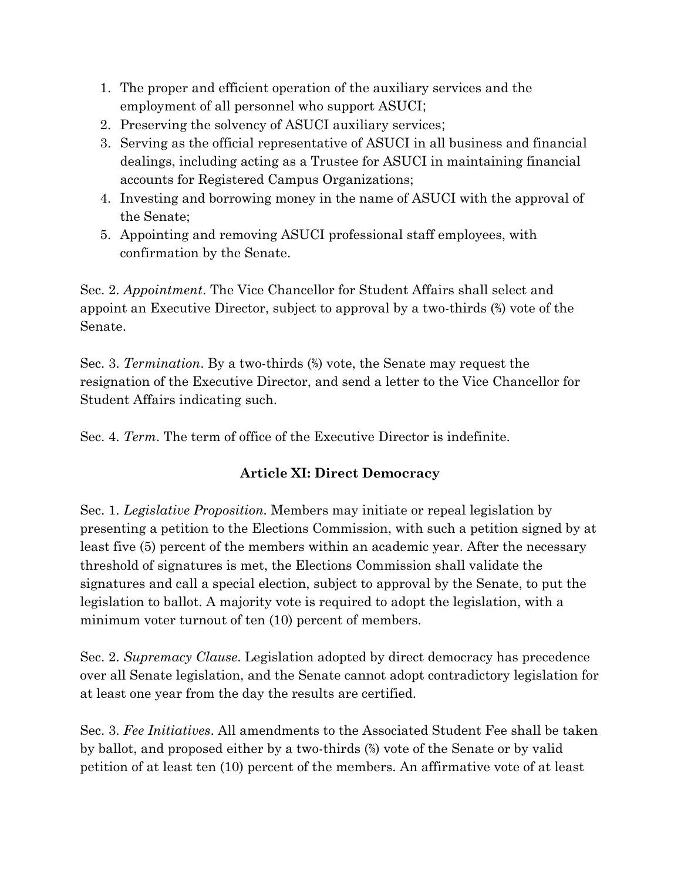1. The proper and efficient operation of the auxiliary services and the employment of all personnel who support ASUCI;
2. Preserving the solvency of ASUCI auxiliary services;
3. Serving as the official representative of ASUCI in all business and financial dealings, including acting as a Trustee for ASUCI in maintaining financial accounts for Registered Campus Organizations;
4. Investing and borrowing money in the name of ASUCI with the approval of the Senate;
5. Appointing and removing ASUCI professional staff employees, with confirmation by the Senate.

Sec. 2. *Appointment*. The Vice Chancellor for Student Affairs shall select and appoint an Executive Director, subject to approval by a two-thirds (⅔) vote of the Senate.

Sec. 3. *Termination*. By a two-thirds (⅔) vote, the Senate may request the resignation of the Executive Director, and send a letter to the Vice Chancellor for Student Affairs indicating such.

Sec. 4. *Term*. The term of office of the Executive Director is indefinite.

## Article XI: Direct Democracy

Sec. 1. *Legislative Proposition*. Members may initiate or repeal legislation by presenting a petition to the Elections Commission, with such a petition signed by at least five (5) percent of the members within an academic year. After the necessary threshold of signatures is met, the Elections Commission shall validate the signatures and call a special election, subject to approval by the Senate, to put the legislation to ballot. A majority vote is required to adopt the legislation, with a minimum voter turnout of ten (10) percent of members.

Sec. 2. *Supremacy Clause*. Legislation adopted by direct democracy has precedence over all Senate legislation, and the Senate cannot adopt contradictory legislation for at least one year from the day the results are certified.

Sec. 3. *Fee Initiatives*. All amendments to the Associated Student Fee shall be taken by ballot, and proposed either by a two-thirds (⅔) vote of the Senate or by valid petition of at least ten (10) percent of the members. An affirmative vote of at least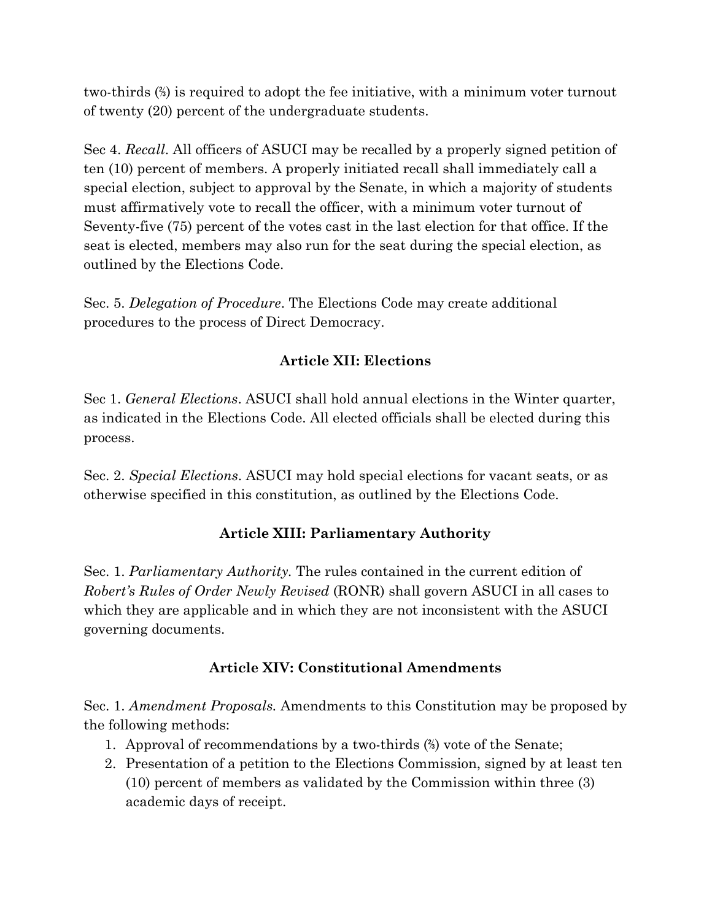two-thirds (⅔) is required to adopt the fee initiative, with a minimum voter turnout of twenty (20) percent of the undergraduate students.

Sec 4. *Recall*. All officers of ASUCI may be recalled by a properly signed petition of ten (10) percent of members. A properly initiated recall shall immediately call a special election, subject to approval by the Senate, in which a majority of students must affirmatively vote to recall the officer, with a minimum voter turnout of Seventy-five (75) percent of the votes cast in the last election for that office. If the seat is elected, members may also run for the seat during the special election, as outlined by the Elections Code.

Sec. 5. *Delegation of Procedure*. The Elections Code may create additional procedures to the process of Direct Democracy.

## Article XII: Elections

Sec 1. *General Elections*. ASUCI shall hold annual elections in the Winter quarter, as indicated in the Elections Code. All elected officials shall be elected during this process.

Sec. 2. *Special Elections*. ASUCI may hold special elections for vacant seats, or as otherwise specified in this constitution, as outlined by the Elections Code.

## Article XIII: Parliamentary Authority

Sec. 1. *Parliamentary Authority.* The rules contained in the current edition of *Robert's Rules of Order Newly Revised* (RONR) shall govern ASUCI in all cases to which they are applicable and in which they are not inconsistent with the ASUCI governing documents.

## Article XIV: Constitutional Amendments

Sec. 1. *Amendment Proposals.* Amendments to this Constitution may be proposed by the following methods:

1. Approval of recommendations by a two-thirds (⅔) vote of the Senate;
2. Presentation of a petition to the Elections Commission, signed by at least ten (10) percent of members as validated by the Commission within three (3) academic days of receipt.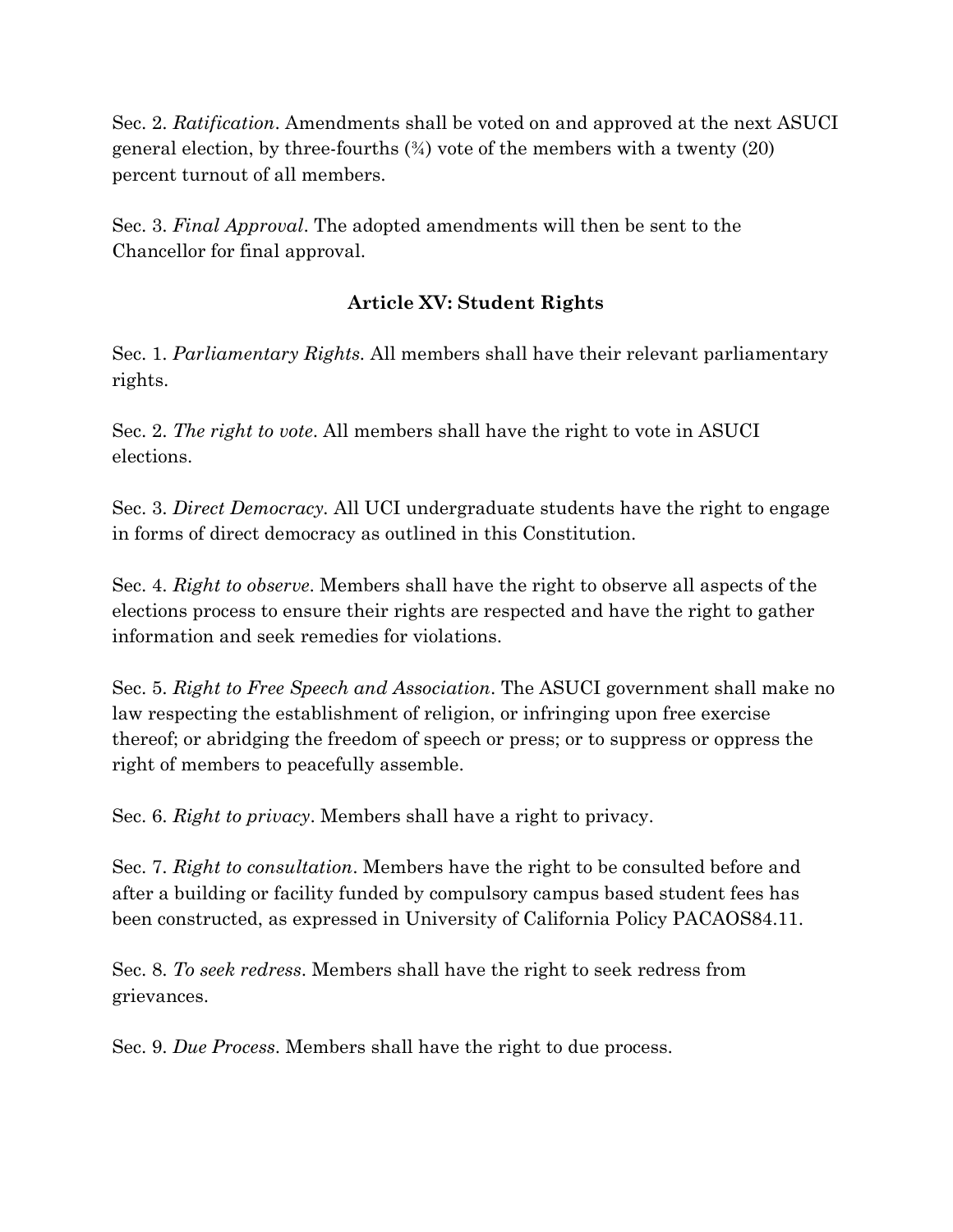Sec. 2. *Ratification*. Amendments shall be voted on and approved at the next ASUCI general election, by three-fourths (¾) vote of the members with a twenty (20) percent turnout of all members.

Sec. 3. *Final Approval*. The adopted amendments will then be sent to the Chancellor for final approval.

## Article XV: Student Rights

Sec. 1. *Parliamentary Rights.* All members shall have their relevant parliamentary rights.

Sec. 2. *The right to vote*. All members shall have the right to vote in ASUCI elections.

Sec. 3. *Direct Democracy.* All UCI undergraduate students have the right to engage in forms of direct democracy as outlined in this Constitution.

Sec. 4. *Right to observe*. Members shall have the right to observe all aspects of the elections process to ensure their rights are respected and have the right to gather information and seek remedies for violations.

Sec. 5. *Right to Free Speech and Association*. The ASUCI government shall make no law respecting the establishment of religion, or infringing upon free exercise thereof; or abridging the freedom of speech or press; or to suppress or oppress the right of members to peacefully assemble.

Sec. 6. *Right to privacy*. Members shall have a right to privacy.

Sec. 7. *Right to consultation*. Members have the right to be consulted before and after a building or facility funded by compulsory campus based student fees has been constructed, as expressed in University of California Policy PACAOS84.11.

Sec. 8. *To seek redress*. Members shall have the right to seek redress from grievances.

Sec. 9. *Due Process*. Members shall have the right to due process.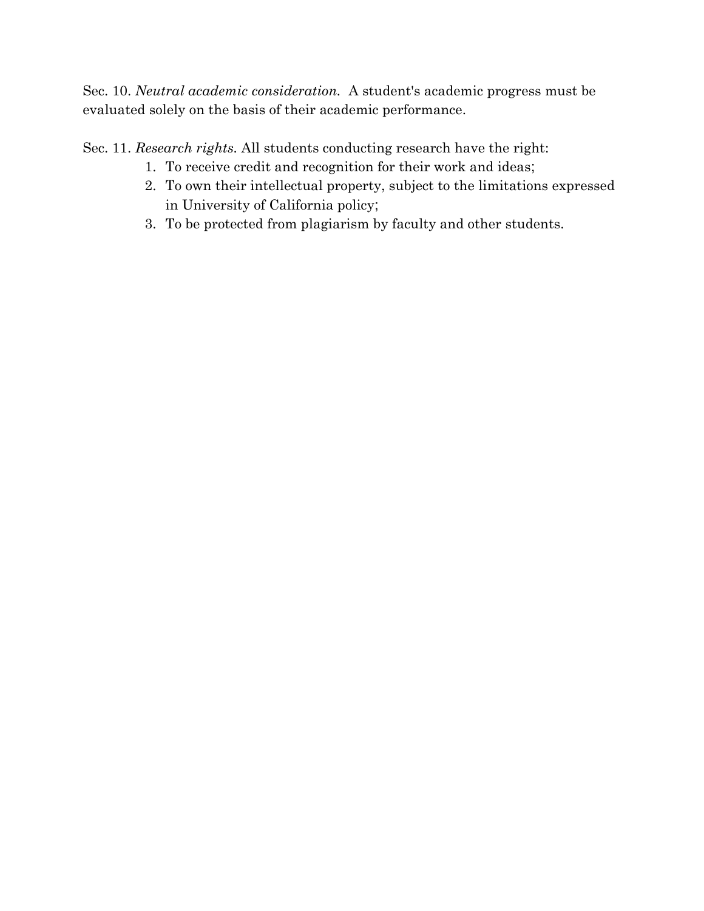Sec. 10. *Neutral academic consideration.* A student's academic progress must be evaluated solely on the basis of their academic performance.

Sec. 11. *Research rights.* All students conducting research have the right:

1. To receive credit and recognition for their work and ideas;
2. To own their intellectual property, subject to the limitations expressed in University of California policy;
3. To be protected from plagiarism by faculty and other students.